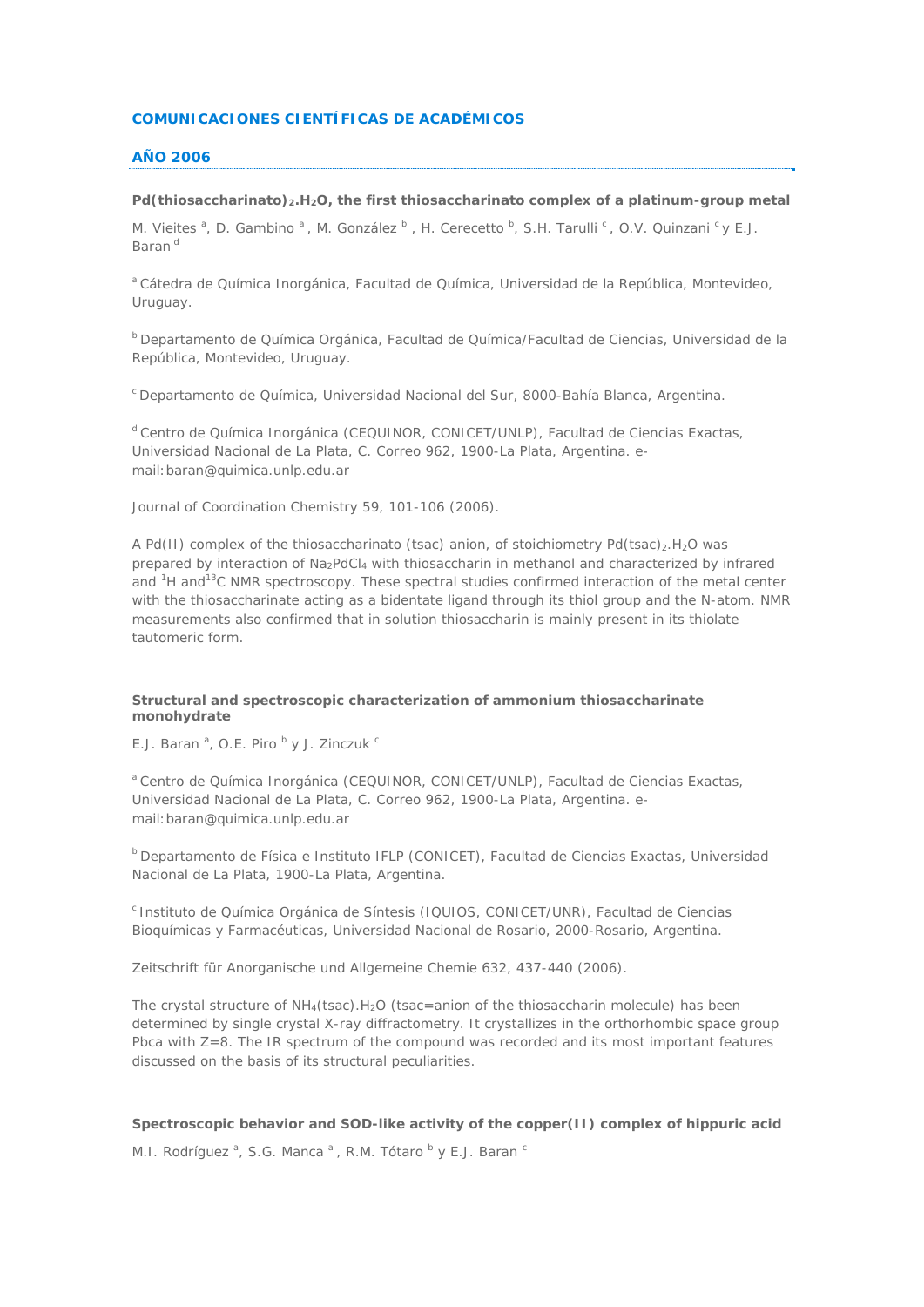## COMUNICACIONES CIENTÍFICAS DE ACADÉMICOS

### AÑO 2006

**Pd(thiosaccharinato)$_2$.H$_2$O, the first thiosaccharinato complex of a platinum-group metal**

M. Vieites [a], D. Gambino [a], M. González [b], H. Cerecetto [b], S.H. Tarulli [c], O.V. Quinzani [c] y E.J. Baran [d]

[a] Cátedra de Química Inorgánica, Facultad de Química, Universidad de la República, Montevideo, Uruguay.

[b] Departamento de Química Orgánica, Facultad de Química/Facultad de Ciencias, Universidad de la República, Montevideo, Uruguay.

[c] Departamento de Química, Universidad Nacional del Sur, 8000-Bahía Blanca, Argentina.

[d] Centro de Química Inorgánica (CEQUINOR, CONICET/UNLP), Facultad de Ciencias Exactas, Universidad Nacional de La Plata, C. Correo 962, 1900-La Plata, Argentina. e-mail: baran@quimica.unlp.edu.ar

Journal of Coordination Chemistry 59, 101-106 (2006).

A Pd(II) complex of the thiosaccharinato (tsac) anion, of stoichiometry Pd(tsac)$_2$.H$_2$O was prepared by interaction of $Na_2PdCl_4$ with thiosaccharin in methanol and characterized by infrared and $^1$H and$^{13}$C NMR spectroscopy. These spectral studies confirmed interaction of the metal center with the thiosaccharinate acting as a bidentate ligand through its thiol group and the N-atom. NMR measurements also confirmed that in solution thiosaccharin is mainly present in its thiolate tautomeric form.

**Structural and spectroscopic characterization of ammonium thiosaccharinate monohydrate**

E.J. Baran [a], O.E. Piro [b] y J. Zinczuk [c]

[a] Centro de Química Inorgánica (CEQUINOR, CONICET/UNLP), Facultad de Ciencias Exactas, Universidad Nacional de La Plata, C. Correo 962, 1900-La Plata, Argentina. e-mail: baran@quimica.unlp.edu.ar

[b] Departamento de Física e Instituto IFLP (CONICET), Facultad de Ciencias Exactas, Universidad Nacional de La Plata, 1900-La Plata, Argentina.

[c] Instituto de Química Orgánica de Síntesis (IQUIOS, CONICET/UNR), Facultad de Ciencias Bioquímicas y Farmacéuticas, Universidad Nacional de Rosario, 2000-Rosario, Argentina.

Zeitschrift für Anorganische und Allgemeine Chemie 632, 437-440 (2006).

The crystal structure of NH$_4$(tsac).H$_2$O (tsac=anion of the thiosaccharin molecule) has been determined by single crystal X-ray diffractometry. It crystallizes in the orthorhombic space group Pbca with Z=8. The IR spectrum of the compound was recorded and its most important features discussed on the basis of its structural peculiarities.

**Spectroscopic behavior and SOD-like activity of the copper(II) complex of hippuric acid**

M.I. Rodríguez [a], S.G. Manca [a], R.M. Tótaro [b] y E.J. Baran [c]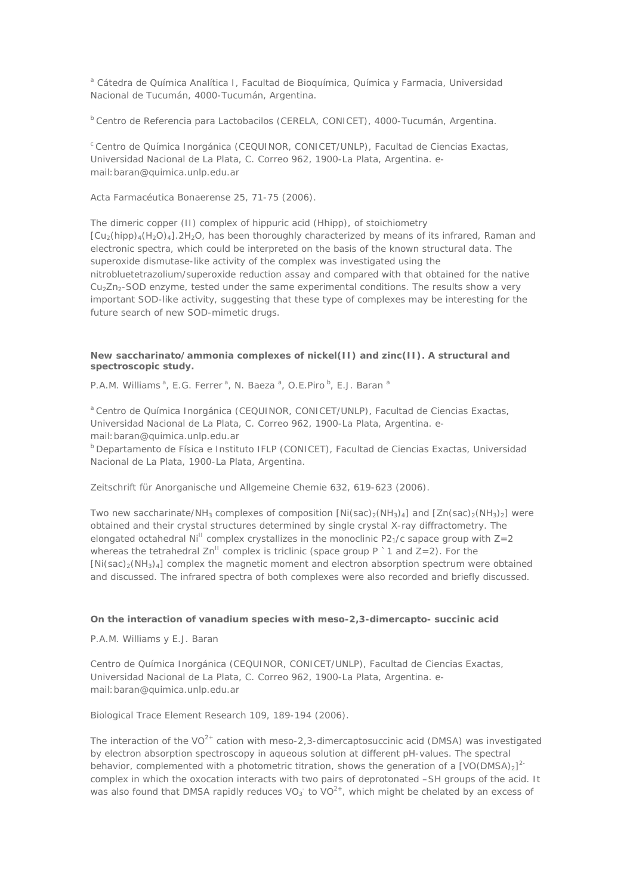[a] Cátedra de Química Analítica I, Facultad de Bioquímica, Química y Farmacia, Universidad Nacional de Tucumán, 4000-Tucumán, Argentina.

[b] Centro de Referencia para Lactobacilos (CERELA, CONICET), 4000-Tucumán, Argentina.

[c] Centro de Química Inorgánica (CEQUINOR, CONICET/UNLP), Facultad de Ciencias Exactas, Universidad Nacional de La Plata, C. Correo 962, 1900-La Plata, Argentina. e-mail: baran@quimica.unlp.edu.ar

Acta Farmacéutica Bonaerense 25, 71-75 (2006).

The dimeric copper (II) complex of hippuric acid (Hhipp), of stoichiometry $[Cu_2(hipp)_4(H_2O)_4].2H_2O$, has been thoroughly characterized by means of its infrared, Raman and electronic spectra, which could be interpreted on the basis of the known structural data. The superoxide dismutase-like activity of the complex was investigated using the nitrobluetetrazolium/superoxide reduction assay and compared with that obtained for the native $Cu_2Zn_2$-SOD enzyme, tested under the same experimental conditions. The results show a very important SOD-like activity, suggesting that these type of complexes may be interesting for the future search of new SOD-mimetic drugs.

**New saccharinato/ammonia complexes of nickel(II) and zinc(II). A structural and spectroscopic study.**

P.A.M. Williams [a], E.G. Ferrer [a], N. Baeza [a], O.E.Piro [b], E.J. Baran [a]

[a] Centro de Química Inorgánica (CEQUINOR, CONICET/UNLP), Facultad de Ciencias Exactas, Universidad Nacional de La Plata, C. Correo 962, 1900-La Plata, Argentina. e-mail: baran@quimica.unlp.edu.ar
[b] Departamento de Física e Instituto IFLP (CONICET), Facultad de Ciencias Exactas, Universidad Nacional de La Plata, 1900-La Plata, Argentina.

Zeitschrift für Anorganische und Allgemeine Chemie 632, 619-623 (2006).

Two new saccharinate/$NH_3$ complexes of composition $[Ni(sac)_2(NH_3)_4]$ and $[Zn(sac)_2(NH_3)_2]$ were obtained and their crystal structures determined by single crystal X-ray diffractometry. The elongated octahedral $Ni^{II}$ complex crystallizes in the monoclinic $P2_1/c$ sapace group with Z=2 whereas the tetrahedral $Zn^{II}$ complex is triclinic (space group P `1 and Z=2). For the $[Ni(sac)_2(NH_3)_4]$ complex the magnetic moment and electron absorption spectrum were obtained and discussed. The infrared spectra of both complexes were also recorded and briefly discussed.

**On the interaction of vanadium species with meso-2,3-dimercapto- succinic acid**

P.A.M. Williams y E.J. Baran

Centro de Química Inorgánica (CEQUINOR, CONICET/UNLP), Facultad de Ciencias Exactas, Universidad Nacional de La Plata, C. Correo 962, 1900-La Plata, Argentina. e-mail: baran@quimica.unlp.edu.ar

Biological Trace Element Research 109, 189-194 (2006).

The interaction of the $VO^{2+}$ cation with meso-2,3-dimercaptosuccinic acid (DMSA) was investigated by electron absorption spectroscopy in aqueous solution at different pH-values. The spectral behavior, complemented with a photometric titration, shows the generation of a $[VO(DMSA)_2]^{2-}$ complex in which the oxocation interacts with two pairs of deprotonated –SH groups of the acid. It was also found that DMSA rapidly reduces $VO_3^-$ to $VO^{2+}$, which might be chelated by an excess of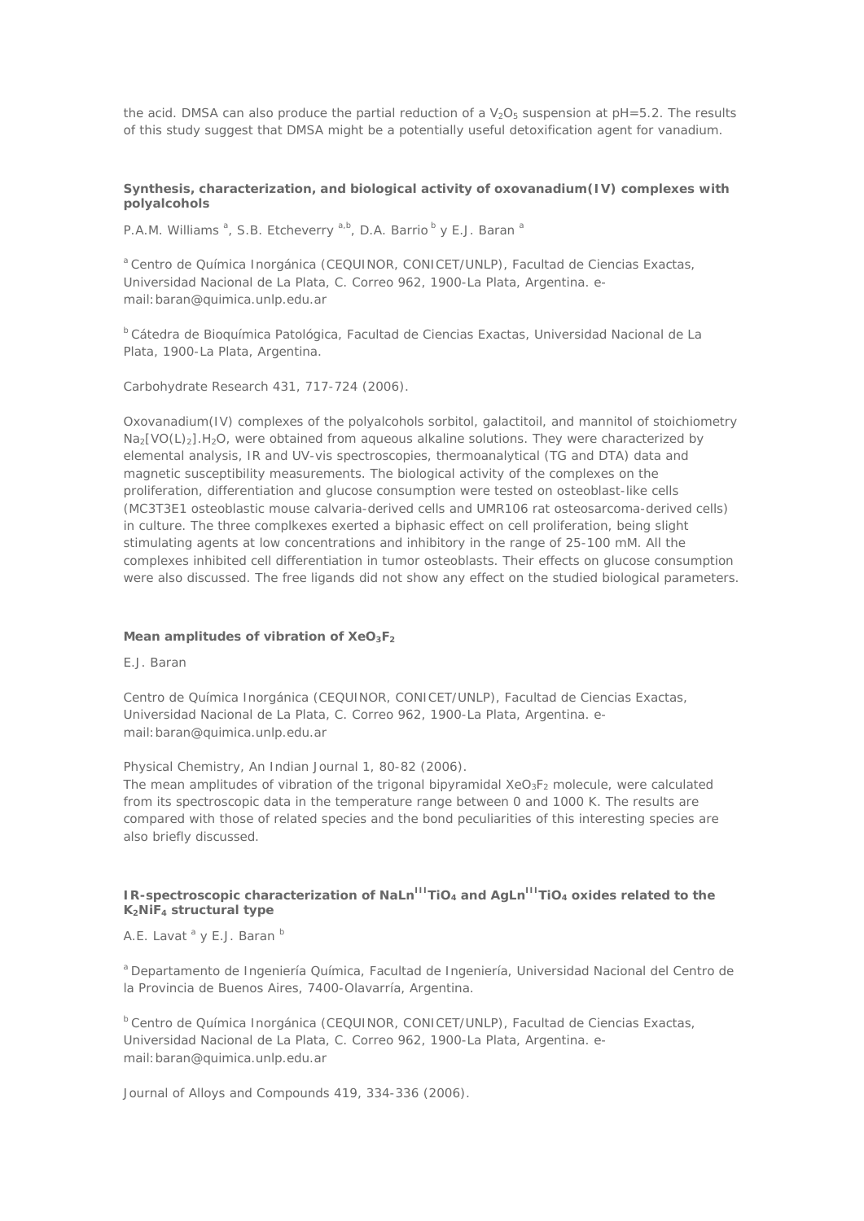the acid. DMSA can also produce the partial reduction of a $V_2O_5$ suspension at pH=5.2. The results of this study suggest that DMSA might be a potentially useful detoxification agent for vanadium.

**Synthesis, characterization, and biological activity of oxovanadium(IV) complexes with polyalcohols**

P.A.M. Williams [a], S.B. Etcheverry [a,b], D.A. Barrio [b] y E.J. Baran [a]

[a] Centro de Química Inorgánica (CEQUINOR, CONICET/UNLP), Facultad de Ciencias Exactas, Universidad Nacional de La Plata, C. Correo 962, 1900-La Plata, Argentina. e-mail: baran@quimica.unlp.edu.ar

[b] Cátedra de Bioquímica Patológica, Facultad de Ciencias Exactas, Universidad Nacional de La Plata, 1900-La Plata, Argentina.

Carbohydrate Research 431, 717-724 (2006).

Oxovanadium(IV) complexes of the polyalcohols sorbitol, galactitoil, and mannitol of stoichiometry $Na_2[VO(L)_2].H_2O$, were obtained from aqueous alkaline solutions. They were characterized by elemental analysis, IR and UV-vis spectroscopies, thermoanalytical (TG and DTA) data and magnetic susceptibility measurements. The biological activity of the complexes on the proliferation, differentiation and glucose consumption were tested on osteoblast-like cells (MC3T3E1 osteoblastic mouse calvaria-derived cells and UMR106 rat osteosarcoma-derived cells) in culture. The three complkexes exerted a biphasic effect on cell proliferation, being slight stimulating agents at low concentrations and inhibitory in the range of 25-100 mM. All the complexes inhibited cell differentiation in tumor osteoblasts. Their effects on glucose consumption were also discussed. The free ligands did not show any effect on the studied biological parameters.

**Mean amplitudes of vibration of $XeO_3F_2$**

E.J. Baran

Centro de Química Inorgánica (CEQUINOR, CONICET/UNLP), Facultad de Ciencias Exactas, Universidad Nacional de La Plata, C. Correo 962, 1900-La Plata, Argentina. e-mail: baran@quimica.unlp.edu.ar

Physical Chemistry, An Indian Journal 1, 80-82 (2006).
The mean amplitudes of vibration of the trigonal bipyramidal $XeO_3F_2$ molecule, were calculated from its spectroscopic data in the temperature range between 0 and 1000 K. The results are compared with those of related species and the bond peculiarities of this interesting species are also briefly discussed.

**IR-spectroscopic characterization of $NaLn^{III}TiO_4$ and $AgLn^{III}TiO_4$ oxides related to the $K_2NiF_4$ structural type**

A.E. Lavat [a] y E.J. Baran [b]

[a] Departamento de Ingeniería Química, Facultad de Ingeniería, Universidad Nacional del Centro de la Provincia de Buenos Aires, 7400-Olavarría, Argentina.

[b] Centro de Química Inorgánica (CEQUINOR, CONICET/UNLP), Facultad de Ciencias Exactas, Universidad Nacional de La Plata, C. Correo 962, 1900-La Plata, Argentina. e-mail: baran@quimica.unlp.edu.ar

Journal of Alloys and Compounds 419, 334-336 (2006).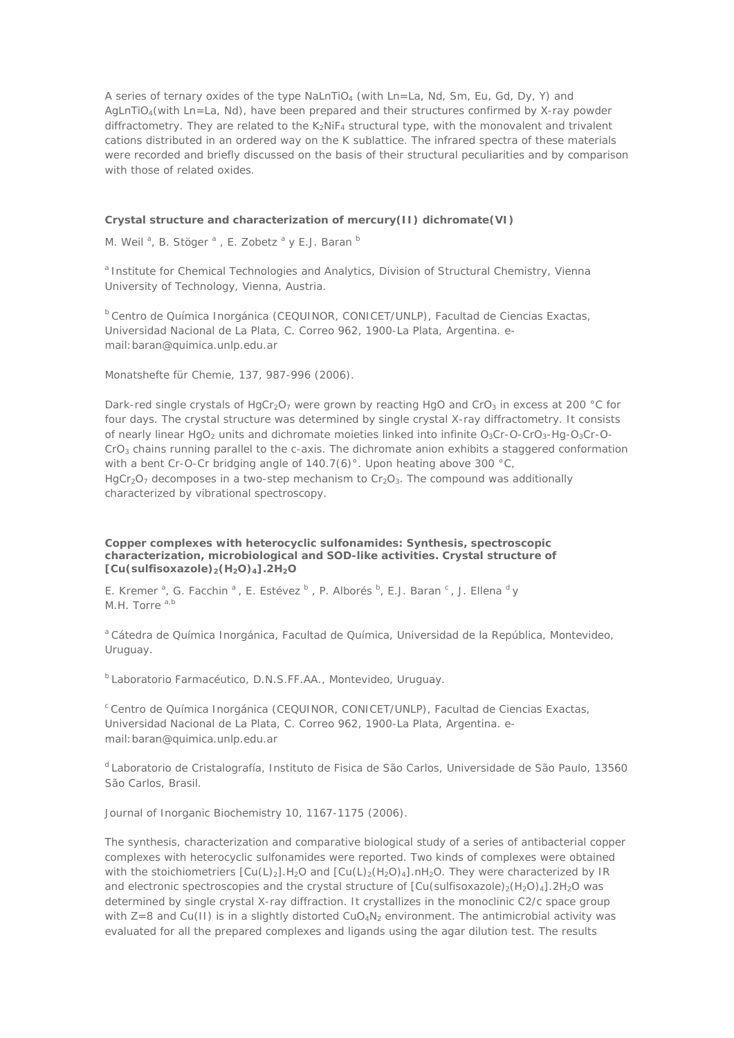A series of ternary oxides of the type $NaLnTiO_4$ (with Ln=La, Nd, Sm, Eu, Gd, Dy, Y) and $AgLnTiO_4$(with Ln=La, Nd), have been prepared and their structures confirmed by X-ray powder diffractometry. They are related to the $K_2NiF_4$ structural type, with the monovalent and trivalent cations distributed in an ordered way on the K sublattice. The infrared spectra of these materials were recorded and briefly discussed on the basis of their structural peculiarities and by comparison with those of related oxides.

**Crystal structure and characterization of mercury(II) dichromate(VI)**

M. Weil [a], B. Stöger [a] , E. Zobetz [a] y E.J. Baran [b]

[a] Institute for Chemical Technologies and Analytics, Division of Structural Chemistry, Vienna University of Technology, Vienna, Austria.

[b] Centro de Química Inorgánica (CEQUINOR, CONICET/UNLP), Facultad de Ciencias Exactas, Universidad Nacional de La Plata, C. Correo 962, 1900-La Plata, Argentina. e-mail:baran@quimica.unlp.edu.ar

Monatshefte für Chemie, 137, 987-996 (2006).

Dark-red single crystals of $HgCr_2O_7$ were grown by reacting HgO and $CrO_3$ in excess at 200 °C for four days. The crystal structure was determined by single crystal X-ray diffractometry. It consists of nearly linear $HgO_2$ units and dichromate moieties linked into infinite $O_3Cr$-O-$CrO_3$-Hg-$O_3Cr$-O-$CrO_3$ chains running parallel to the c-axis. The dichromate anion exhibits a staggered conformation with a bent Cr-O-Cr bridging angle of 140.7(6)°. Upon heating above 300 °C, $HgCr_2O_7$ decomposes in a two-step mechanism to $Cr_2O_3$. The compound was additionally characterized by vibrational spectroscopy.

**Copper complexes with heterocyclic sulfonamides: Synthesis, spectroscopic characterization, microbiological and SOD-like activities. Crystal structure of [Cu(sulfisoxazole)$_2$($H_2O$)$_4$].2$H_2O$**

E. Kremer [a], G. Facchin [a] , E. Estévez [b] , P. Alborés [b], E.J. Baran [c] , J. Ellena [d] y M.H. Torre [a,b]

[a] Cátedra de Química Inorgánica, Facultad de Química, Universidad de la República, Montevideo, Uruguay.

[b] Laboratorio Farmacéutico, D.N.S.FF.AA., Montevideo, Uruguay.

[c] Centro de Química Inorgánica (CEQUINOR, CONICET/UNLP), Facultad de Ciencias Exactas, Universidad Nacional de La Plata, C. Correo 962, 1900-La Plata, Argentina. e-mail:baran@quimica.unlp.edu.ar

[d] Laboratorio de Cristalografía, Instituto de Fisica de São Carlos, Universidade de São Paulo, 13560 São Carlos, Brasil.

Journal of Inorganic Biochemistry 10, 1167-1175 (2006).

The synthesis, characterization and comparative biological study of a series of antibacterial copper complexes with heterocyclic sulfonamides were reported. Two kinds of complexes were obtained with the stoichiometriers [Cu(L)$_2$].$H_2O$ and [Cu(L)$_2$($H_2O$)$_4$].n$H_2O$. They were characterized by IR and electronic spectroscopies and the crystal structure of [Cu(sulfisoxazole)$_2$($H_2O$)$_4$].2$H_2O$ was determined by single crystal X-ray diffraction. It crystallizes in the monoclinic C2/c space group with Z=8 and Cu(II) is in a slightly distorted $CuO_4N_2$ environment. The antimicrobial activity was evaluated for all the prepared complexes and ligands using the agar dilution test. The results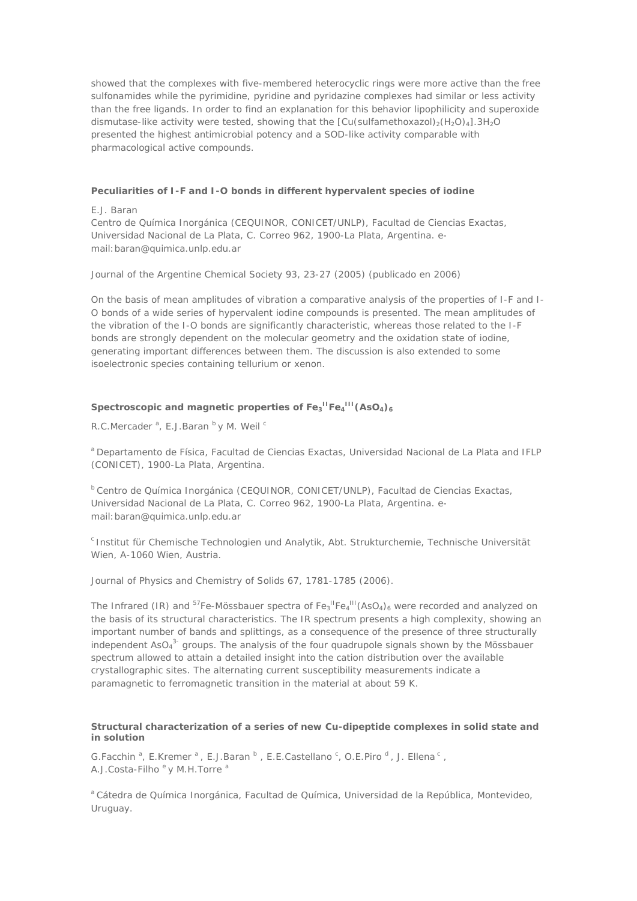showed that the complexes with five-membered heterocyclic rings were more active than the free sulfonamides while the pyrimidine, pyridine and pyridazine complexes had similar or less activity than the free ligands. In order to find an explanation for this behavior lipophilicity and superoxide dismutase-like activity were tested, showing that the $[Cu(sulfamethoxazol)_2(H_2O)_4].3H_2O$ presented the highest antimicrobial potency and a SOD-like activity comparable with pharmacological active compounds.

**Peculiarities of I-F and I-O bonds in different hypervalent species of iodine**

E.J. Baran
Centro de Química Inorgánica (CEQUINOR, CONICET/UNLP), Facultad de Ciencias Exactas, Universidad Nacional de La Plata, C. Correo 962, 1900-La Plata, Argentina. e-mail: baran@quimica.unlp.edu.ar

Journal of the Argentine Chemical Society 93, 23-27 (2005) (publicado en 2006)

On the basis of mean amplitudes of vibration a comparative analysis of the properties of I-F and I-O bonds of a wide series of hypervalent iodine compounds is presented. The mean amplitudes of the vibration of the I-O bonds are significantly characteristic, whereas those related to the I-F bonds are strongly dependent on the molecular geometry and the oxidation state of iodine, generating important differences between them. The discussion is also extended to some isoelectronic species containing tellurium or xenon.

**Spectroscopic and magnetic properties of $Fe_3^{II}Fe_4^{III}(AsO_4)_6$**

R.C.Mercader [a], E.J.Baran [b] y M. Weil [c]

[a] Departamento de Física, Facultad de Ciencias Exactas, Universidad Nacional de La Plata and IFLP (CONICET), 1900-La Plata, Argentina.

[b] Centro de Química Inorgánica (CEQUINOR, CONICET/UNLP), Facultad de Ciencias Exactas, Universidad Nacional de La Plata, C. Correo 962, 1900-La Plata, Argentina. e-mail: baran@quimica.unlp.edu.ar

[c] Institut für Chemische Technologien und Analytik, Abt. Strukturchemie, Technische Universität Wien, A-1060 Wien, Austria.

Journal of Physics and Chemistry of Solids 67, 1781-1785 (2006).

The Infrared (IR) and $^{57}$Fe-Mössbauer spectra of $Fe_3^{II}Fe_4^{III}(AsO_4)_6$ were recorded and analyzed on the basis of its structural characteristics. The IR spectrum presents a high complexity, showing an important number of bands and splittings, as a consequence of the presence of three structurally independent $AsO_4^{3-}$ groups. The analysis of the four quadrupole signals shown by the Mössbauer spectrum allowed to attain a detailed insight into the cation distribution over the available crystallographic sites. The alternating current susceptibility measurements indicate a paramagnetic to ferromagnetic transition in the material at about 59 K.

**Structural characterization of a series of new Cu-dipeptide complexes in solid state and in solution**

G.Facchin [a], E.Kremer [a], E.J.Baran [b], E.E.Castellano [c], O.E.Piro [d], J. Ellena [c], A.J.Costa-Filho [e] y M.H.Torre [a]

[a] Cátedra de Química Inorgánica, Facultad de Química, Universidad de la República, Montevideo, Uruguay.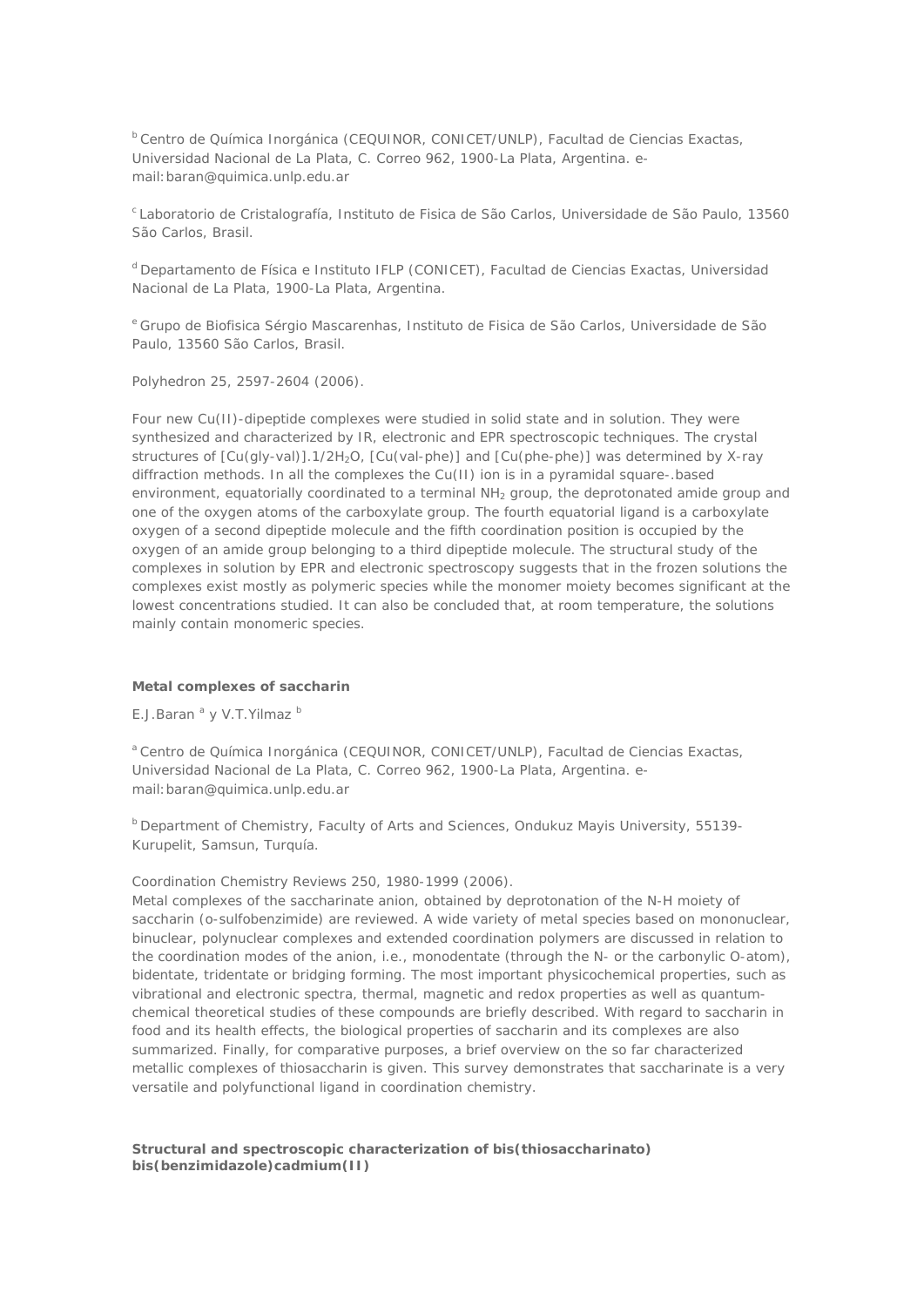[b] Centro de Química Inorgánica (CEQUINOR, CONICET/UNLP), Facultad de Ciencias Exactas, Universidad Nacional de La Plata, C. Correo 962, 1900-La Plata, Argentina. e-mail: baran@quimica.unlp.edu.ar

[c] Laboratorio de Cristalografía, Instituto de Fisica de São Carlos, Universidade de São Paulo, 13560 São Carlos, Brasil.

[d] Departamento de Física e Instituto IFLP (CONICET), Facultad de Ciencias Exactas, Universidad Nacional de La Plata, 1900-La Plata, Argentina.

[e] Grupo de Biofisica Sérgio Mascarenhas, Instituto de Fisica de São Carlos, Universidade de São Paulo, 13560 São Carlos, Brasil.

Polyhedron 25, 2597-2604 (2006).

Four new Cu(II)-dipeptide complexes were studied in solid state and in solution. They were synthesized and characterized by IR, electronic and EPR spectroscopic techniques. The crystal structures of [Cu(gly-val)].1/2$H_2O$, [Cu(val-phe)] and [Cu(phe-phe)] was determined by X-ray diffraction methods. In all the complexes the Cu(II) ion is in a pyramidal square-.based environment, equatorially coordinated to a terminal $NH_2$ group, the deprotonated amide group and one of the oxygen atoms of the carboxylate group. The fourth equatorial ligand is a carboxylate oxygen of a second dipeptide molecule and the fifth coordination position is occupied by the oxygen of an amide group belonging to a third dipeptide molecule. The structural study of the complexes in solution by EPR and electronic spectroscopy suggests that in the frozen solutions the complexes exist mostly as polymeric species while the monomer moiety becomes significant at the lowest concentrations studied. It can also be concluded that, at room temperature, the solutions mainly contain monomeric species.

**Metal complexes of saccharin**

E.J.Baran [a] y V.T.Yilmaz [b]

[a] Centro de Química Inorgánica (CEQUINOR, CONICET/UNLP), Facultad de Ciencias Exactas, Universidad Nacional de La Plata, C. Correo 962, 1900-La Plata, Argentina. e-mail: baran@quimica.unlp.edu.ar

[b] Department of Chemistry, Faculty of Arts and Sciences, Ondukuz Mayis University, 55139-Kurupelit, Samsun, Turquía.

Coordination Chemistry Reviews 250, 1980-1999 (2006).

Metal complexes of the saccharinate anion, obtained by deprotonation of the N-H moiety of saccharin (o-sulfobenzimide) are reviewed. A wide variety of metal species based on mononuclear, binuclear, polynuclear complexes and extended coordination polymers are discussed in relation to the coordination modes of the anion, i.e., monodentate (through the N- or the carbonylic O-atom), bidentate, tridentate or bridging forming. The most important physicochemical properties, such as vibrational and electronic spectra, thermal, magnetic and redox properties as well as quantum-chemical theoretical studies of these compounds are briefly described. With regard to saccharin in food and its health effects, the biological properties of saccharin and its complexes are also summarized. Finally, for comparative purposes, a brief overview on the so far characterized metallic complexes of thiosaccharin is given. This survey demonstrates that saccharinate is a very versatile and polyfunctional ligand in coordination chemistry.

**Structural and spectroscopic characterization of bis(thiosaccharinato) bis(benzimidazole)cadmium(II)**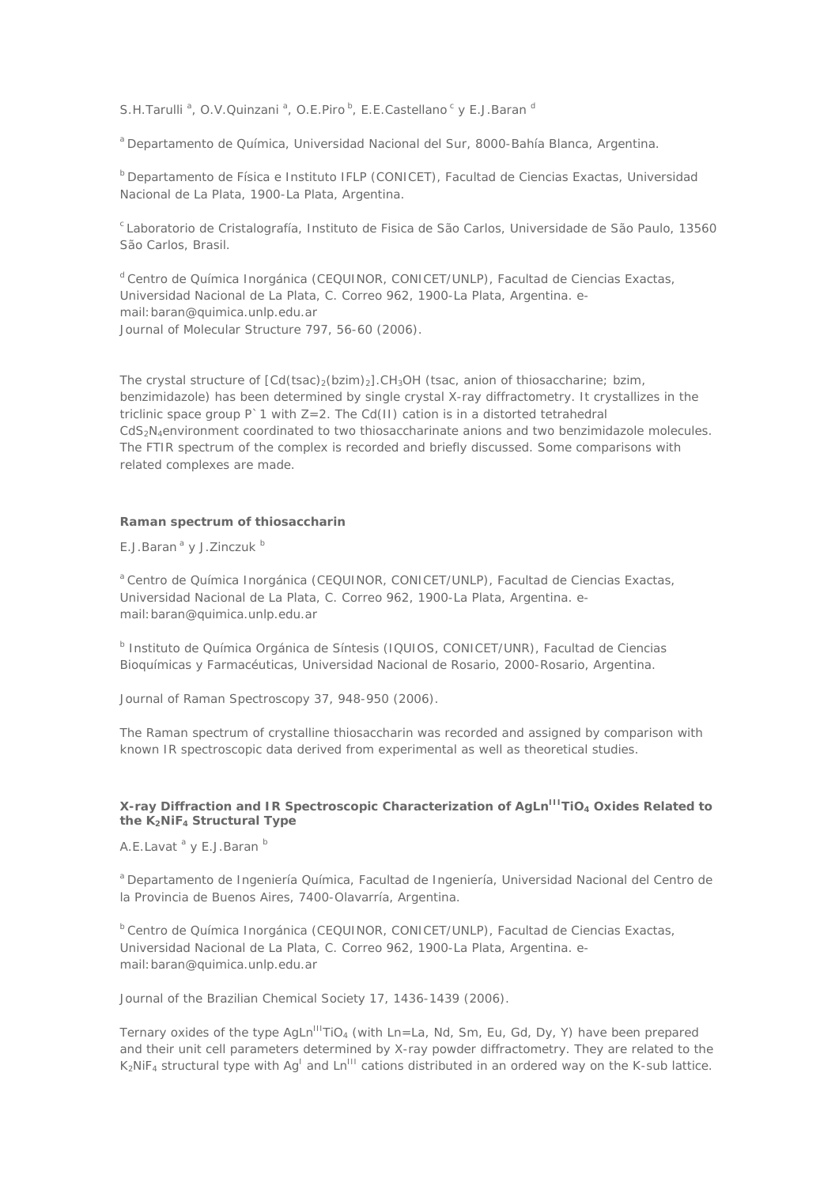S.H.Tarulli [a], O.V.Quinzani [a], O.E.Piro [b], E.E.Castellano [c] y E.J.Baran [d]

[a] Departamento de Química, Universidad Nacional del Sur, 8000-Bahía Blanca, Argentina.

[b] Departamento de Física e Instituto IFLP (CONICET), Facultad de Ciencias Exactas, Universidad Nacional de La Plata, 1900-La Plata, Argentina.

[c] Laboratorio de Cristalografía, Instituto de Fisica de São Carlos, Universidade de São Paulo, 13560 São Carlos, Brasil.

[d] Centro de Química Inorgánica (CEQUINOR, CONICET/UNLP), Facultad de Ciencias Exactas, Universidad Nacional de La Plata, C. Correo 962, 1900-La Plata, Argentina. e-mail: baran@quimica.unlp.edu.ar
Journal of Molecular Structure 797, 56-60 (2006).

The crystal structure of $[Cd(tsac)_2(bzim)_2].CH_3OH$ (tsac, anion of thiosaccharine; bzim, benzimidazole) has been determined by single crystal X-ray diffractometry. It crystallizes in the triclinic space group P`1 with Z=2. The Cd(II) cation is in a distorted tetrahedral $CdS_2N_4$environment coordinated to two thiosaccharinate anions and two benzimidazole molecules. The FTIR spectrum of the complex is recorded and briefly discussed. Some comparisons with related complexes are made.

**Raman spectrum of thiosaccharin**

E.J.Baran [a] y J.Zinczuk [b]

[a] Centro de Química Inorgánica (CEQUINOR, CONICET/UNLP), Facultad de Ciencias Exactas, Universidad Nacional de La Plata, C. Correo 962, 1900-La Plata, Argentina. e-mail: baran@quimica.unlp.edu.ar

[b] Instituto de Química Orgánica de Síntesis (IQUIOS, CONICET/UNR), Facultad de Ciencias Bioquímicas y Farmacéuticas, Universidad Nacional de Rosario, 2000-Rosario, Argentina.

Journal of Raman Spectroscopy 37, 948-950 (2006).

The Raman spectrum of crystalline thiosaccharin was recorded and assigned by comparison with known IR spectroscopic data derived from experimental as well as theoretical studies.

**X-ray Diffraction and IR Spectroscopic Characterization of $AgLn^{III}TiO_4$ Oxides Related to the $K_2NiF_4$ Structural Type**

A.E.Lavat [a] y E.J.Baran [b]

[a] Departamento de Ingeniería Química, Facultad de Ingeniería, Universidad Nacional del Centro de la Provincia de Buenos Aires, 7400-Olavarría, Argentina.

[b] Centro de Química Inorgánica (CEQUINOR, CONICET/UNLP), Facultad de Ciencias Exactas, Universidad Nacional de La Plata, C. Correo 962, 1900-La Plata, Argentina. e-mail: baran@quimica.unlp.edu.ar

Journal of the Brazilian Chemical Society 17, 1436-1439 (2006).

Ternary oxides of the type $AgLn^{III}TiO_4$ (with Ln=La, Nd, Sm, Eu, Gd, Dy, Y) have been prepared and their unit cell parameters determined by X-ray powder diffractometry. They are related to the $K_2NiF_4$ structural type with $Ag^{I}$ and $Ln^{III}$ cations distributed in an ordered way on the K-sub lattice.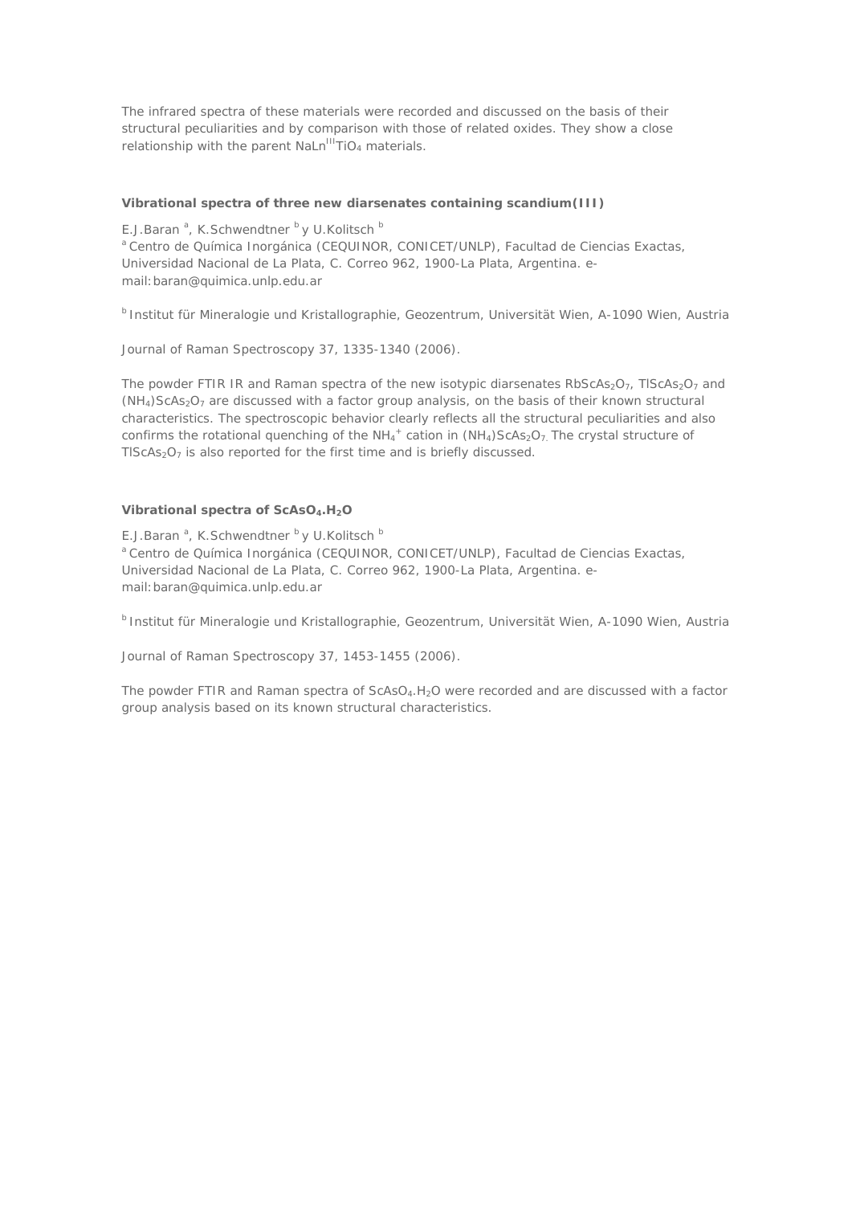The infrared spectra of these materials were recorded and discussed on the basis of their structural peculiarities and by comparison with those of related oxides. They show a close relationship with the parent $NaLn^{III}TiO_4$ materials.

### Vibrational spectra of three new diarsenates containing scandium(III)

E.J.Baran [a], K.Schwendtner [b] y U.Kolitsch [b]

[a] Centro de Química Inorgánica (CEQUINOR, CONICET/UNLP), Facultad de Ciencias Exactas, Universidad Nacional de La Plata, C. Correo 962, 1900-La Plata, Argentina. e-mail: baran@quimica.unlp.edu.ar

[b] Institut für Mineralogie und Kristallographie, Geozentrum, Universität Wien, A-1090 Wien, Austria

Journal of Raman Spectroscopy 37, 1335-1340 (2006).

The powder FTIR IR and Raman spectra of the new isotypic diarsenates $RbScAs_2O_7$, $TlScAs_2O_7$ and $(NH_4)ScAs_2O_7$ are discussed with a factor group analysis, on the basis of their known structural characteristics. The spectroscopic behavior clearly reflects all the structural peculiarities and also confirms the rotational quenching of the $NH_4^+$ cation in $(NH_4)ScAs_2O_7$. The crystal structure of $TlScAs_2O_7$ is also reported for the first time and is briefly discussed.

### Vibrational spectra of $ScAsO_4.H_2O$

E.J.Baran [a], K.Schwendtner [b] y U.Kolitsch [b]

[a] Centro de Química Inorgánica (CEQUINOR, CONICET/UNLP), Facultad de Ciencias Exactas, Universidad Nacional de La Plata, C. Correo 962, 1900-La Plata, Argentina. e-mail: baran@quimica.unlp.edu.ar

[b] Institut für Mineralogie und Kristallographie, Geozentrum, Universität Wien, A-1090 Wien, Austria

Journal of Raman Spectroscopy 37, 1453-1455 (2006).

The powder FTIR and Raman spectra of $ScAsO_4.H_2O$ were recorded and are discussed with a factor group analysis based on its known structural characteristics.